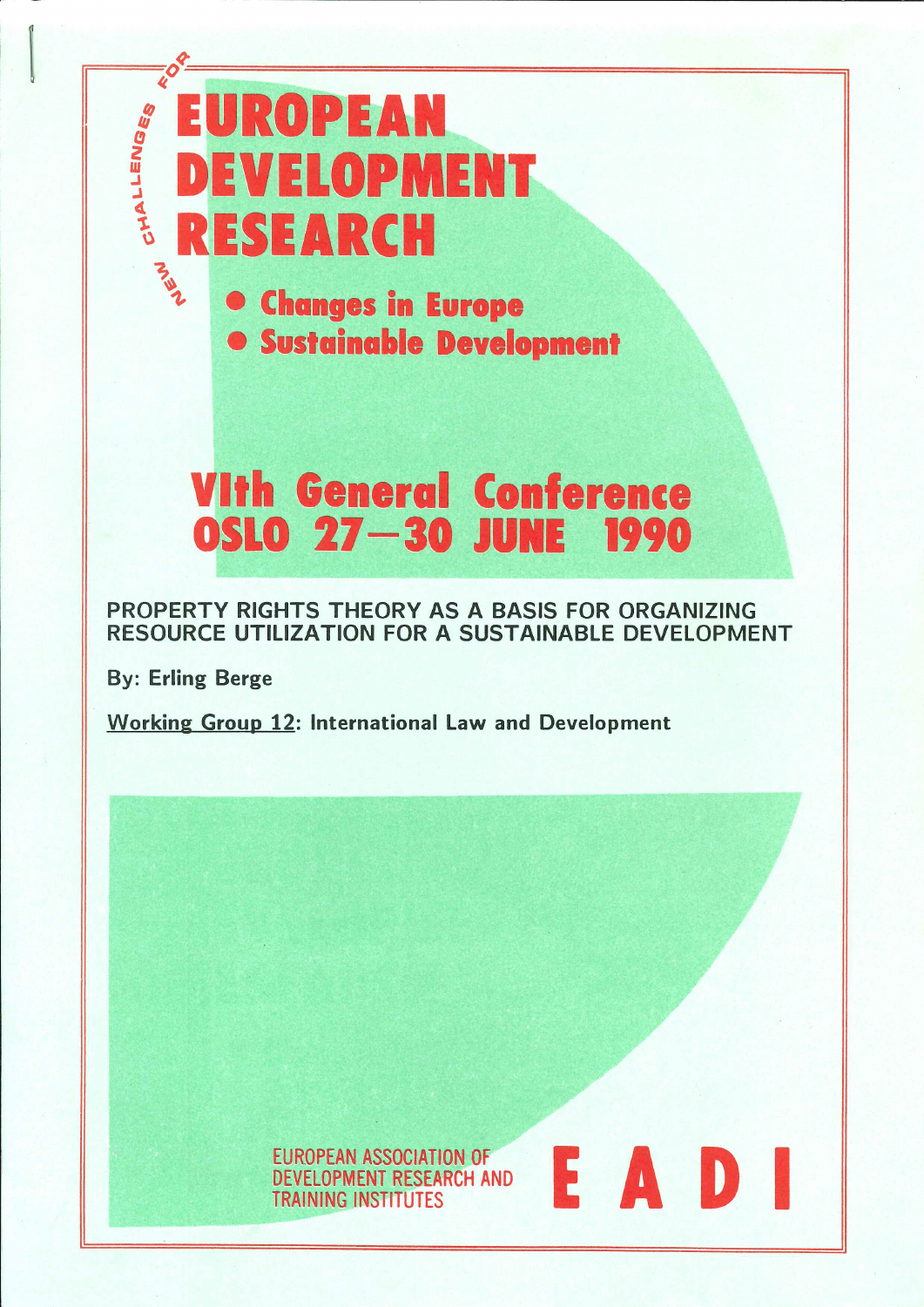NEW CHALLENGES FOR

# EUROPEAN DEVELOPMENT RESEARCH

- Changes in Europe
- Sustainable Development

## VIth General Conference OSLO 27—30 JUNE 1990

### PROPERTY RIGHTS THEORY AS A BASIS FOR ORGANIZING RESOURCE UTILIZATION FOR A SUSTAINABLE DEVELOPMENT

By: Erling Berge

Working Group 12: International Law and Development

EUROPEAN ASSOCIATION OF DEVELOPMENT RESEARCH AND TRAINING INSTITUTES

EADI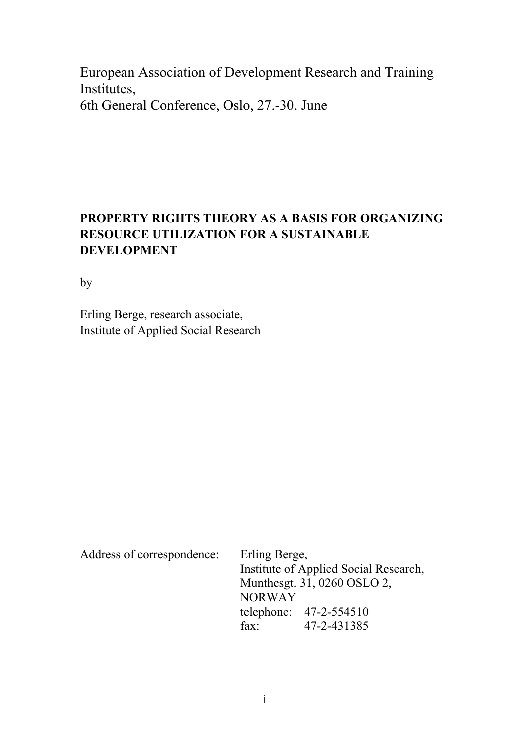European Association of Development Research and Training Institutes,
6th General Conference, Oslo, 27.-30. June

# PROPERTY RIGHTS THEORY AS A BASIS FOR ORGANIZING RESOURCE UTILIZATION FOR A SUSTAINABLE DEVELOPMENT

by

Erling Berge, research associate,
Institute of Applied Social Research

Address of correspondence: Erling Berge,
Institute of Applied Social Research,
Munthesgt. 31, 0260 OSLO 2,
NORWAY
telephone: 47-2-554510
fax: 47-2-431385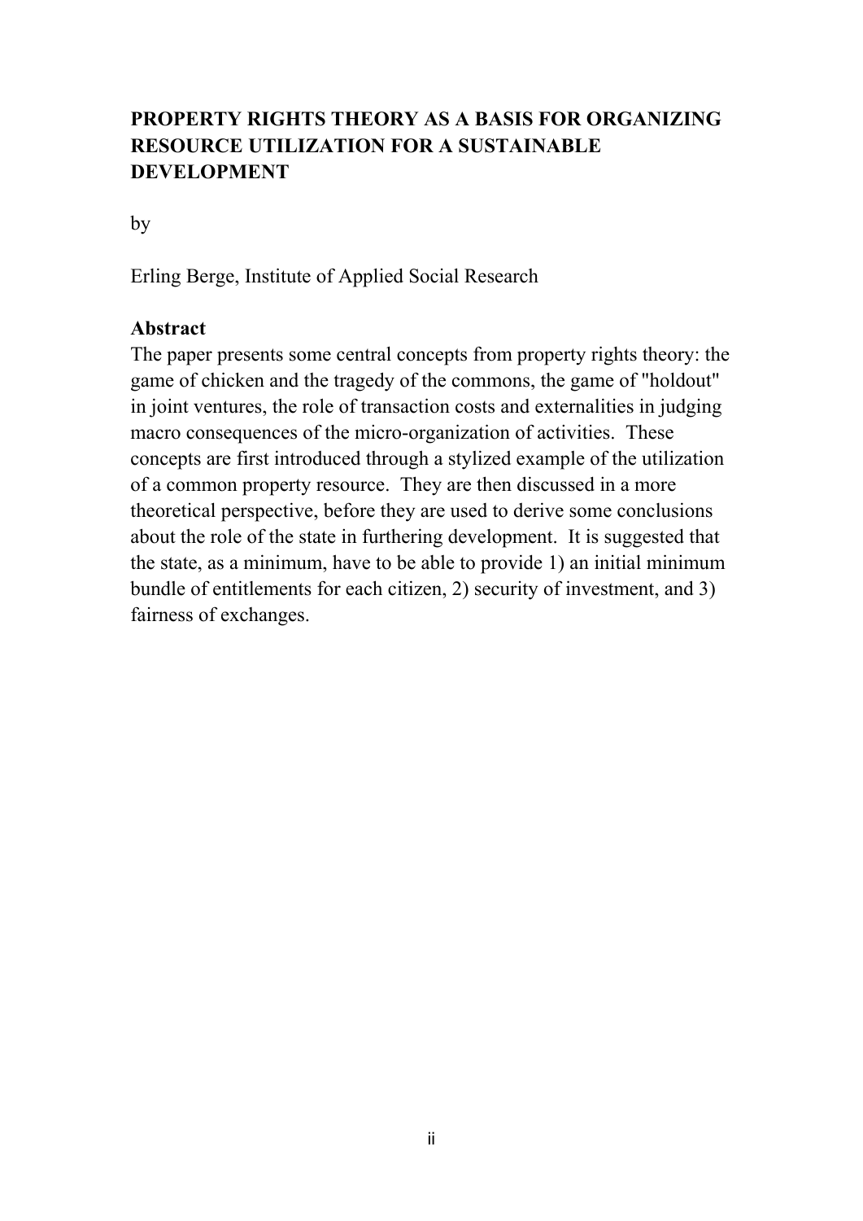# PROPERTY RIGHTS THEORY AS A BASIS FOR ORGANIZING RESOURCE UTILIZATION FOR A SUSTAINABLE DEVELOPMENT

by

Erling Berge, Institute of Applied Social Research

**Abstract**

The paper presents some central concepts from property rights theory: the game of chicken and the tragedy of the commons, the game of "holdout" in joint ventures, the role of transaction costs and externalities in judging macro consequences of the micro-organization of activities. These concepts are first introduced through a stylized example of the utilization of a common property resource. They are then discussed in a more theoretical perspective, before they are used to derive some conclusions about the role of the state in furthering development. It is suggested that the state, as a minimum, have to be able to provide 1) an initial minimum bundle of entitlements for each citizen, 2) security of investment, and 3) fairness of exchanges.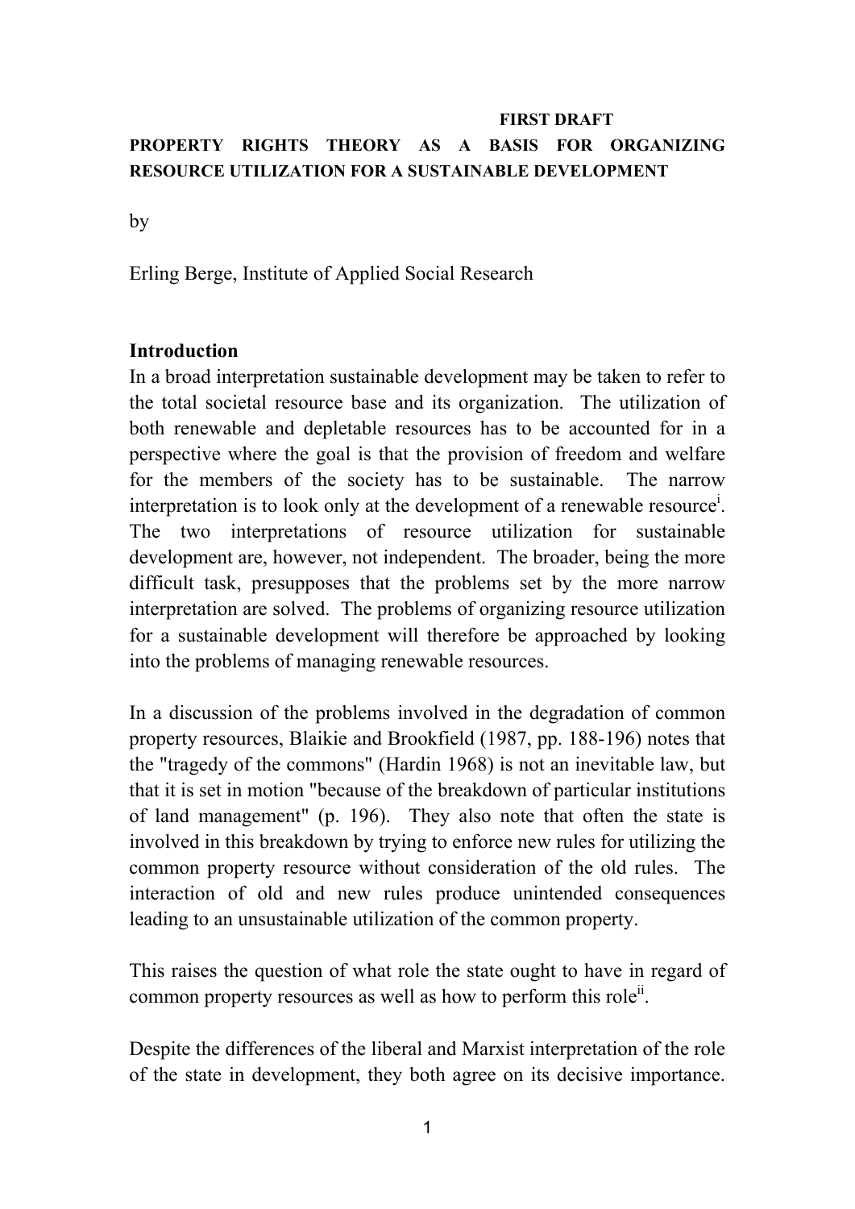**FIRST DRAFT**

# PROPERTY RIGHTS THEORY AS A BASIS FOR ORGANIZING RESOURCE UTILIZATION FOR A SUSTAINABLE DEVELOPMENT

by

Erling Berge, Institute of Applied Social Research

## Introduction

In a broad interpretation sustainable development may be taken to refer to the total societal resource base and its organization. The utilization of both renewable and depletable resources has to be accounted for in a perspective where the goal is that the provision of freedom and welfare for the members of the society has to be sustainable. The narrow interpretation is to look only at the development of a renewable resource[i]. The two interpretations of resource utilization for sustainable development are, however, not independent. The broader, being the more difficult task, presupposes that the problems set by the more narrow interpretation are solved. The problems of organizing resource utilization for a sustainable development will therefore be approached by looking into the problems of managing renewable resources.

In a discussion of the problems involved in the degradation of common property resources, Blaikie and Brookfield (1987, pp. 188-196) notes that the "tragedy of the commons" (Hardin 1968) is not an inevitable law, but that it is set in motion "because of the breakdown of particular institutions of land management" (p. 196). They also note that often the state is involved in this breakdown by trying to enforce new rules for utilizing the common property resource without consideration of the old rules. The interaction of old and new rules produce unintended consequences leading to an unsustainable utilization of the common property.

This raises the question of what role the state ought to have in regard of common property resources as well as how to perform this role[ii].

Despite the differences of the liberal and Marxist interpretation of the role of the state in development, they both agree on its decisive importance.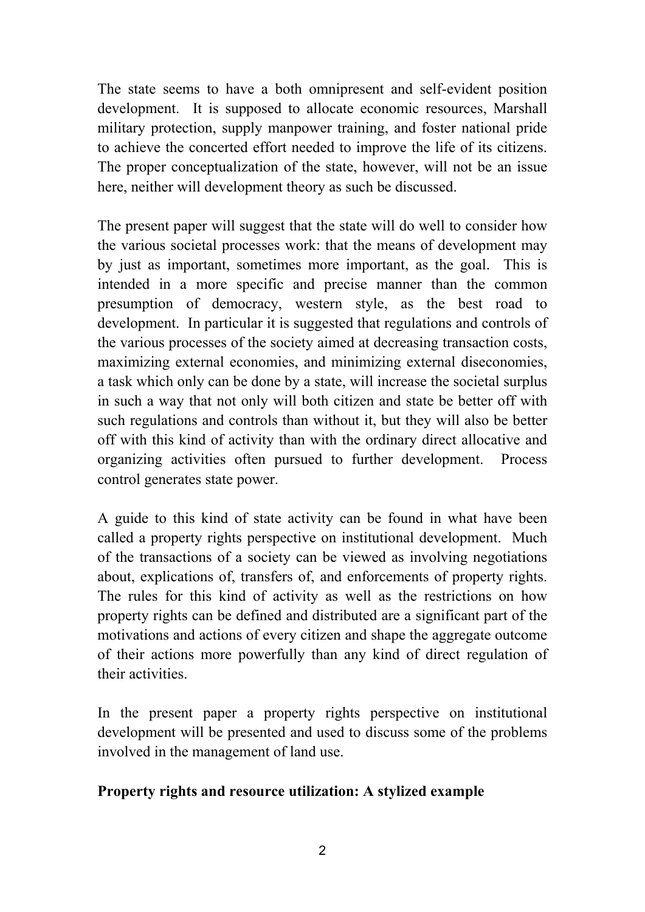The state seems to have a both omnipresent and self-evident position development. It is supposed to allocate economic resources, Marshall military protection, supply manpower training, and foster national pride to achieve the concerted effort needed to improve the life of its citizens. The proper conceptualization of the state, however, will not be an issue here, neither will development theory as such be discussed.

The present paper will suggest that the state will do well to consider how the various societal processes work: that the means of development may by just as important, sometimes more important, as the goal. This is intended in a more specific and precise manner than the common presumption of democracy, western style, as the best road to development. In particular it is suggested that regulations and controls of the various processes of the society aimed at decreasing transaction costs, maximizing external economies, and minimizing external diseconomies, a task which only can be done by a state, will increase the societal surplus in such a way that not only will both citizen and state be better off with such regulations and controls than without it, but they will also be better off with this kind of activity than with the ordinary direct allocative and organizing activities often pursued to further development. Process control generates state power.

A guide to this kind of state activity can be found in what have been called a property rights perspective on institutional development. Much of the transactions of a society can be viewed as involving negotiations about, explications of, transfers of, and enforcements of property rights. The rules for this kind of activity as well as the restrictions on how property rights can be defined and distributed are a significant part of the motivations and actions of every citizen and shape the aggregate outcome of their actions more powerfully than any kind of direct regulation of their activities.

In the present paper a property rights perspective on institutional development will be presented and used to discuss some of the problems involved in the management of land use.

**Property rights and resource utilization: A stylized example**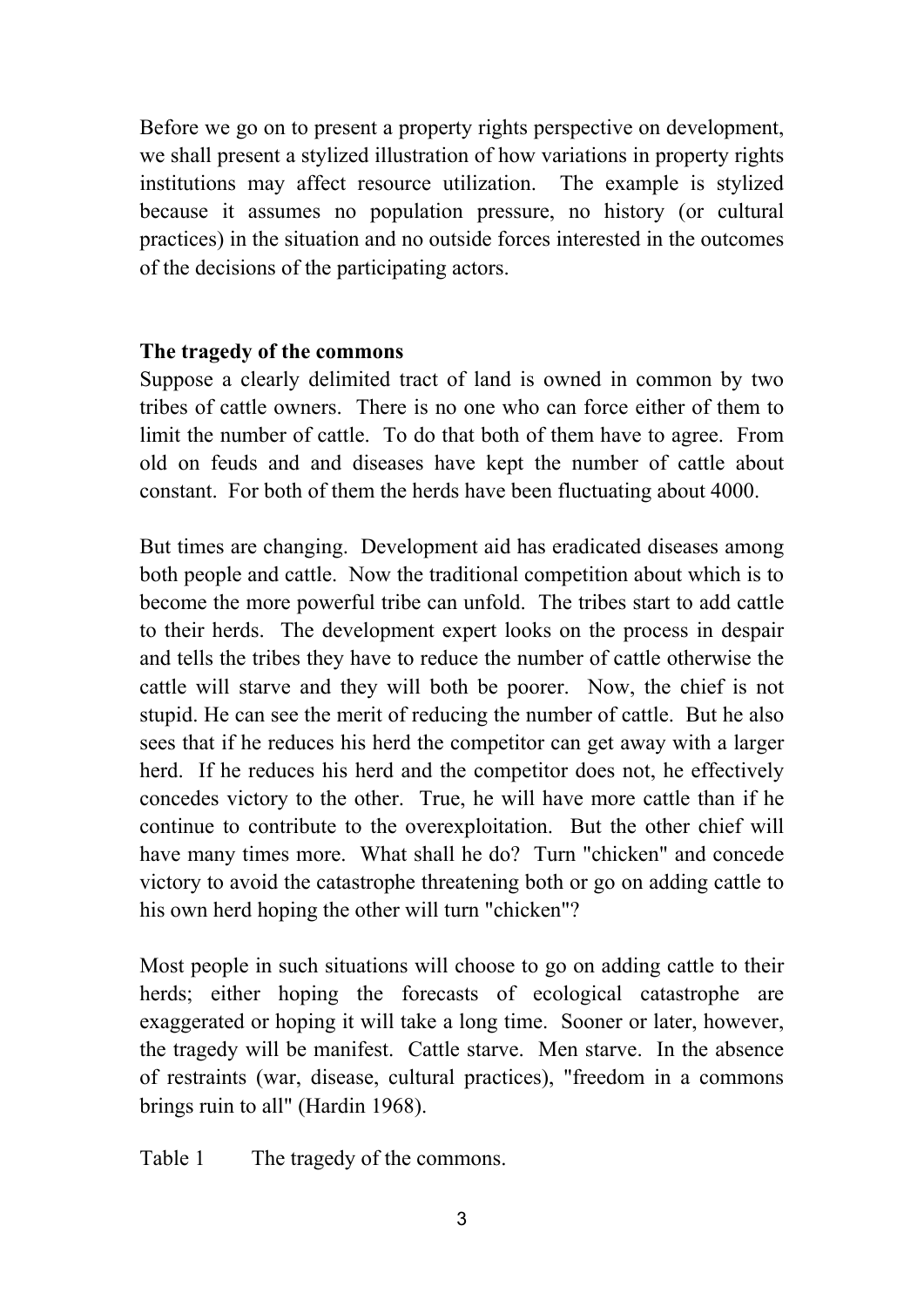Before we go on to present a property rights perspective on development, we shall present a stylized illustration of how variations in property rights institutions may affect resource utilization. The example is stylized because it assumes no population pressure, no history (or cultural practices) in the situation and no outside forces interested in the outcomes of the decisions of the participating actors.

**The tragedy of the commons**

Suppose a clearly delimited tract of land is owned in common by two tribes of cattle owners. There is no one who can force either of them to limit the number of cattle. To do that both of them have to agree. From old on feuds and and diseases have kept the number of cattle about constant. For both of them the herds have been fluctuating about 4000.

But times are changing. Development aid has eradicated diseases among both people and cattle. Now the traditional competition about which is to become the more powerful tribe can unfold. The tribes start to add cattle to their herds. The development expert looks on the process in despair and tells the tribes they have to reduce the number of cattle otherwise the cattle will starve and they will both be poorer. Now, the chief is not stupid. He can see the merit of reducing the number of cattle. But he also sees that if he reduces his herd the competitor can get away with a larger herd. If he reduces his herd and the competitor does not, he effectively concedes victory to the other. True, he will have more cattle than if he continue to contribute to the overexploitation. But the other chief will have many times more. What shall he do? Turn "chicken" and concede victory to avoid the catastrophe threatening both or go on adding cattle to his own herd hoping the other will turn "chicken"?

Most people in such situations will choose to go on adding cattle to their herds; either hoping the forecasts of ecological catastrophe are exaggerated or hoping it will take a long time. Sooner or later, however, the tragedy will be manifest. Cattle starve. Men starve. In the absence of restraints (war, disease, cultural practices), "freedom in a commons brings ruin to all" (Hardin 1968).

Table 1 The tragedy of the commons.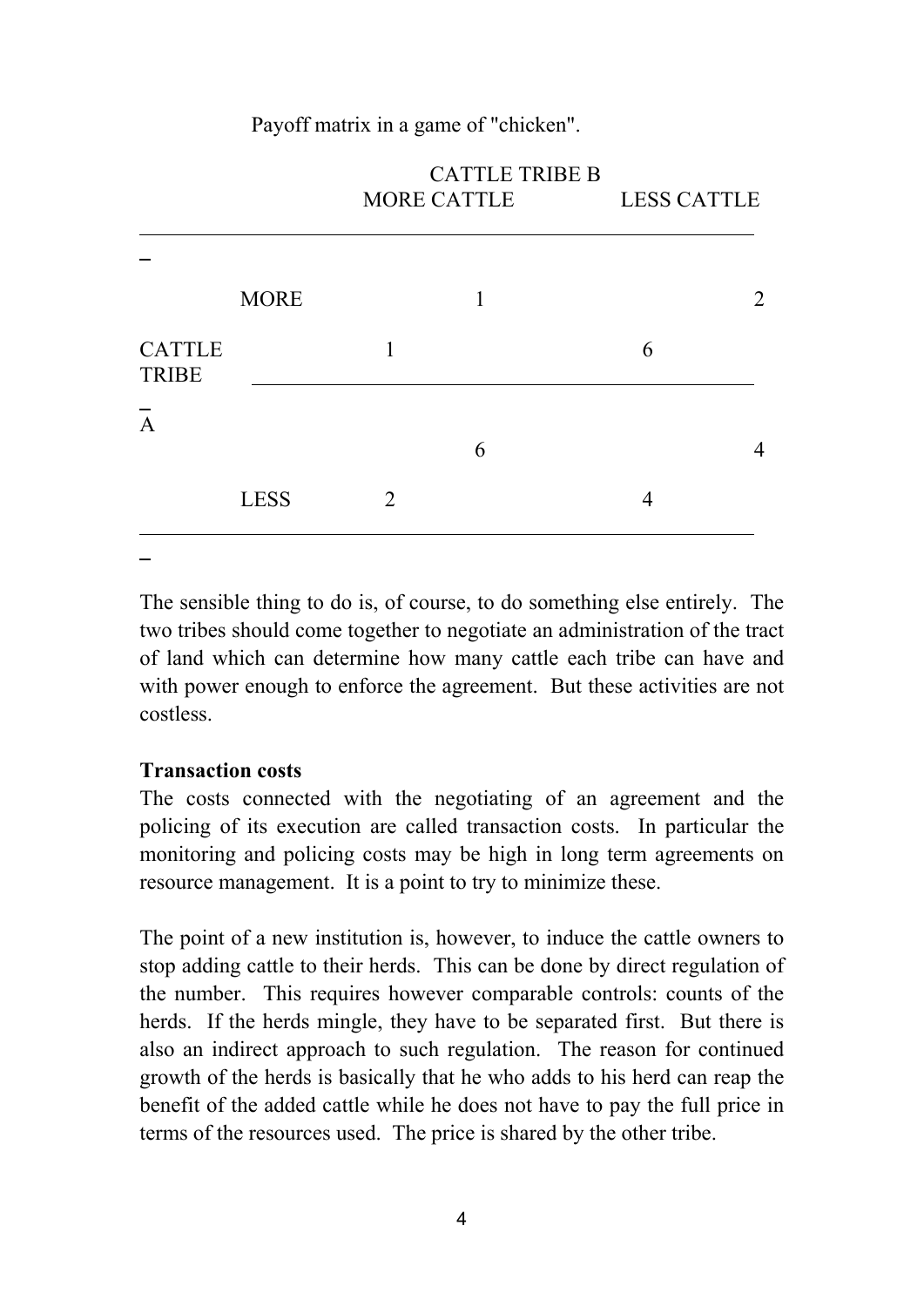Payoff matrix in a game of "chicken".

| | | CATTLE TRIBE B | | | |
|---|---|---|---|---|---|
| | | MORE CATTLE | | LESS CATTLE | |
| CATTLE TRIBE A | MORE | | 1 | | 2 |
| | | 1 | | 6 | |
| | LESS | | 6 | | 4 |
| | | 2 | | 4 | |

The sensible thing to do is, of course, to do something else entirely. The two tribes should come together to negotiate an administration of the tract of land which can determine how many cattle each tribe can have and with power enough to enforce the agreement. But these activities are not costless.

**Transaction costs**

The costs connected with the negotiating of an agreement and the policing of its execution are called transaction costs. In particular the monitoring and policing costs may be high in long term agreements on resource management. It is a point to try to minimize these.

The point of a new institution is, however, to induce the cattle owners to stop adding cattle to their herds. This can be done by direct regulation of the number. This requires however comparable controls: counts of the herds. If the herds mingle, they have to be separated first. But there is also an indirect approach to such regulation. The reason for continued growth of the herds is basically that he who adds to his herd can reap the benefit of the added cattle while he does not have to pay the full price in terms of the resources used. The price is shared by the other tribe.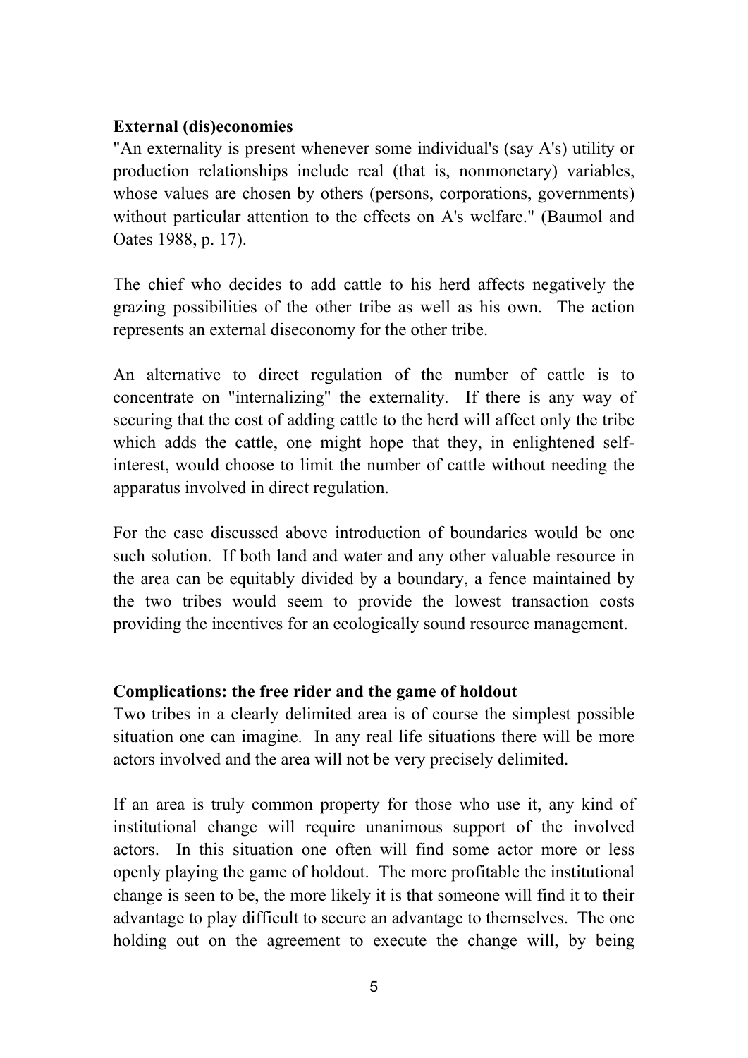**External (dis)economies**

"An externality is present whenever some individual's (say A's) utility or production relationships include real (that is, nonmonetary) variables, whose values are chosen by others (persons, corporations, governments) without particular attention to the effects on A's welfare." (Baumol and Oates 1988, p. 17).

The chief who decides to add cattle to his herd affects negatively the grazing possibilities of the other tribe as well as his own. The action represents an external diseconomy for the other tribe.

An alternative to direct regulation of the number of cattle is to concentrate on "internalizing" the externality. If there is any way of securing that the cost of adding cattle to the herd will affect only the tribe which adds the cattle, one might hope that they, in enlightened self-interest, would choose to limit the number of cattle without needing the apparatus involved in direct regulation.

For the case discussed above introduction of boundaries would be one such solution. If both land and water and any other valuable resource in the area can be equitably divided by a boundary, a fence maintained by the two tribes would seem to provide the lowest transaction costs providing the incentives for an ecologically sound resource management.

**Complications: the free rider and the game of holdout**

Two tribes in a clearly delimited area is of course the simplest possible situation one can imagine. In any real life situations there will be more actors involved and the area will not be very precisely delimited.

If an area is truly common property for those who use it, any kind of institutional change will require unanimous support of the involved actors. In this situation one often will find some actor more or less openly playing the game of holdout. The more profitable the institutional change is seen to be, the more likely it is that someone will find it to their advantage to play difficult to secure an advantage to themselves. The one holding out on the agreement to execute the change will, by being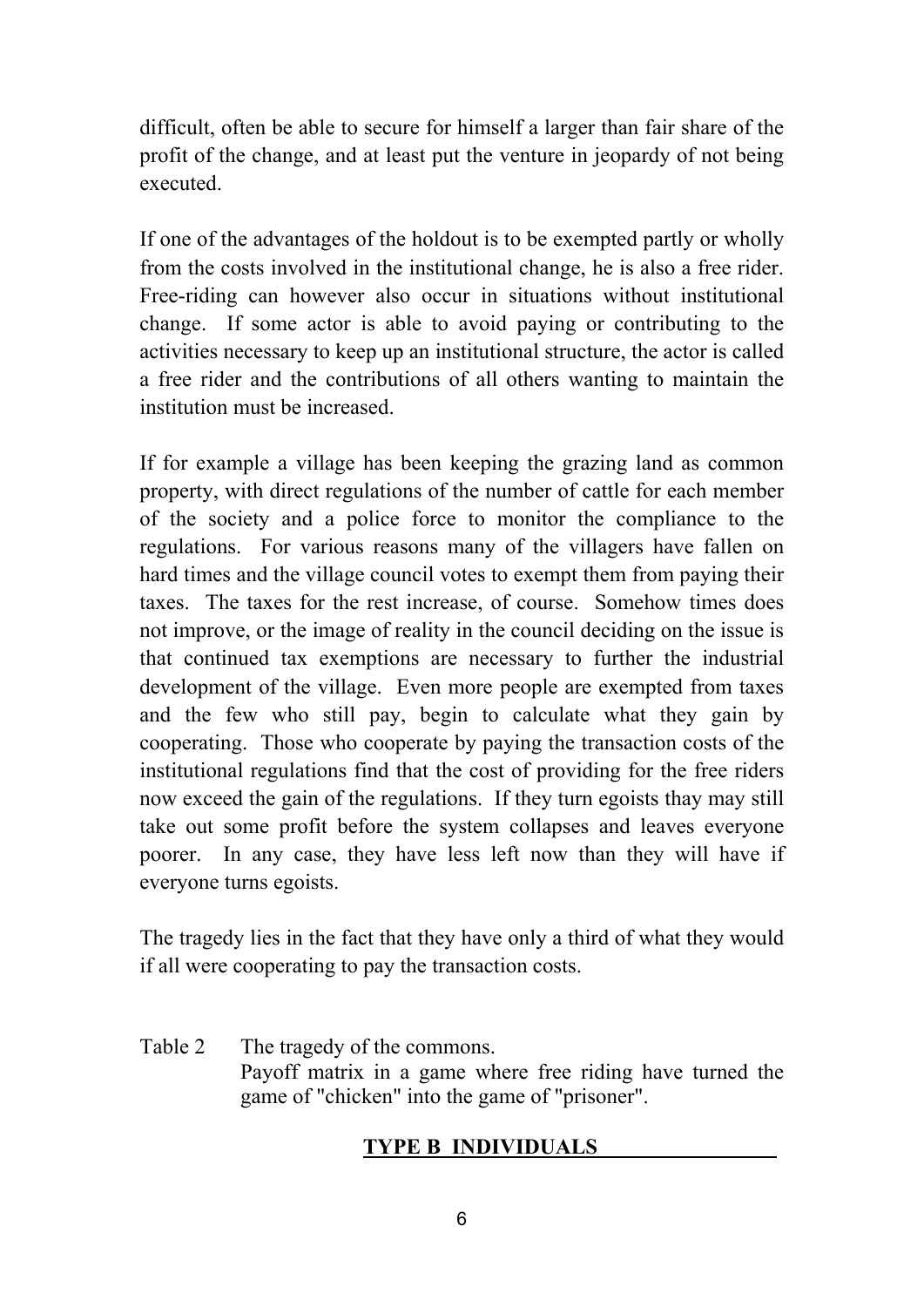difficult, often be able to secure for himself a larger than fair share of the profit of the change, and at least put the venture in jeopardy of not being executed.

If one of the advantages of the holdout is to be exempted partly or wholly from the costs involved in the institutional change, he is also a free rider. Free-riding can however also occur in situations without institutional change. If some actor is able to avoid paying or contributing to the activities necessary to keep up an institutional structure, the actor is called a free rider and the contributions of all others wanting to maintain the institution must be increased.

If for example a village has been keeping the grazing land as common property, with direct regulations of the number of cattle for each member of the society and a police force to monitor the compliance to the regulations. For various reasons many of the villagers have fallen on hard times and the village council votes to exempt them from paying their taxes. The taxes for the rest increase, of course. Somehow times does not improve, or the image of reality in the council deciding on the issue is that continued tax exemptions are necessary to further the industrial development of the village. Even more people are exempted from taxes and the few who still pay, begin to calculate what they gain by cooperating. Those who cooperate by paying the transaction costs of the institutional regulations find that the cost of providing for the free riders now exceed the gain of the regulations. If they turn egoists thay may still take out some profit before the system collapses and leaves everyone poorer. In any case, they have less left now than they will have if everyone turns egoists.

The tragedy lies in the fact that they have only a third of what they would if all were cooperating to pay the transaction costs.

Table 2 The tragedy of the commons.
Payoff matrix in a game where free riding have turned the game of "chicken" into the game of "prisoner".

**TYPE B INDIVIDUALS**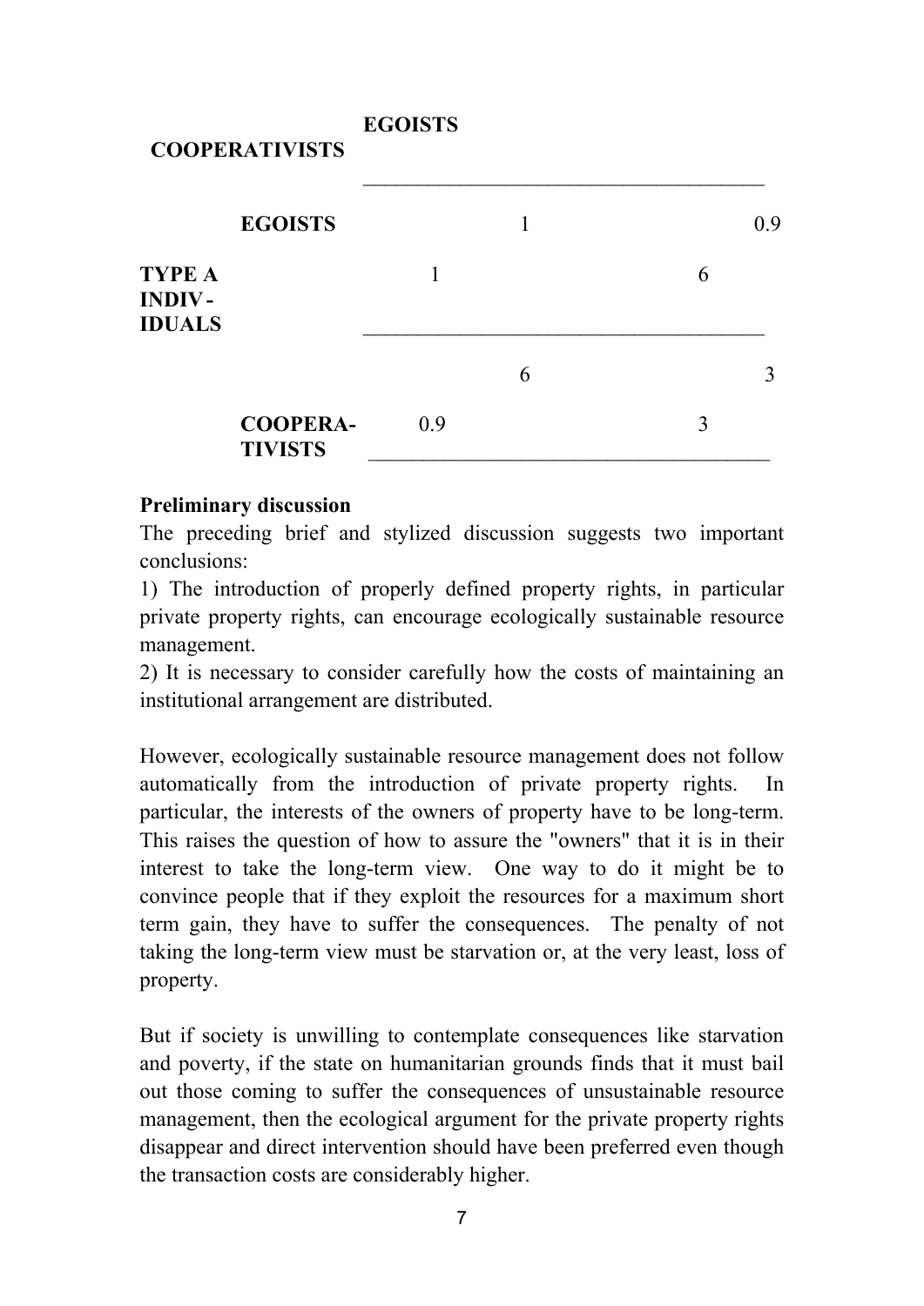| | | EGOISTS | COOPERATIVISTS |
|---|---|---|---|
| TYPE A INDIVIDUALS | EGOISTS | 1, 1 | 6, 0.9 |
| | COOPERATIVISTS | 0.9, 6 | 3, 3 |

**Preliminary discussion**

The preceding brief and stylized discussion suggests two important conclusions:

1) The introduction of properly defined property rights, in particular private property rights, can encourage ecologically sustainable resource management.

2) It is necessary to consider carefully how the costs of maintaining an institutional arrangement are distributed.

However, ecologically sustainable resource management does not follow automatically from the introduction of private property rights. In particular, the interests of the owners of property have to be long-term. This raises the question of how to assure the "owners" that it is in their interest to take the long-term view. One way to do it might be to convince people that if they exploit the resources for a maximum short term gain, they have to suffer the consequences. The penalty of not taking the long-term view must be starvation or, at the very least, loss of property.

But if society is unwilling to contemplate consequences like starvation and poverty, if the state on humanitarian grounds finds that it must bail out those coming to suffer the consequences of unsustainable resource management, then the ecological argument for the private property rights disappear and direct intervention should have been preferred even though the transaction costs are considerably higher.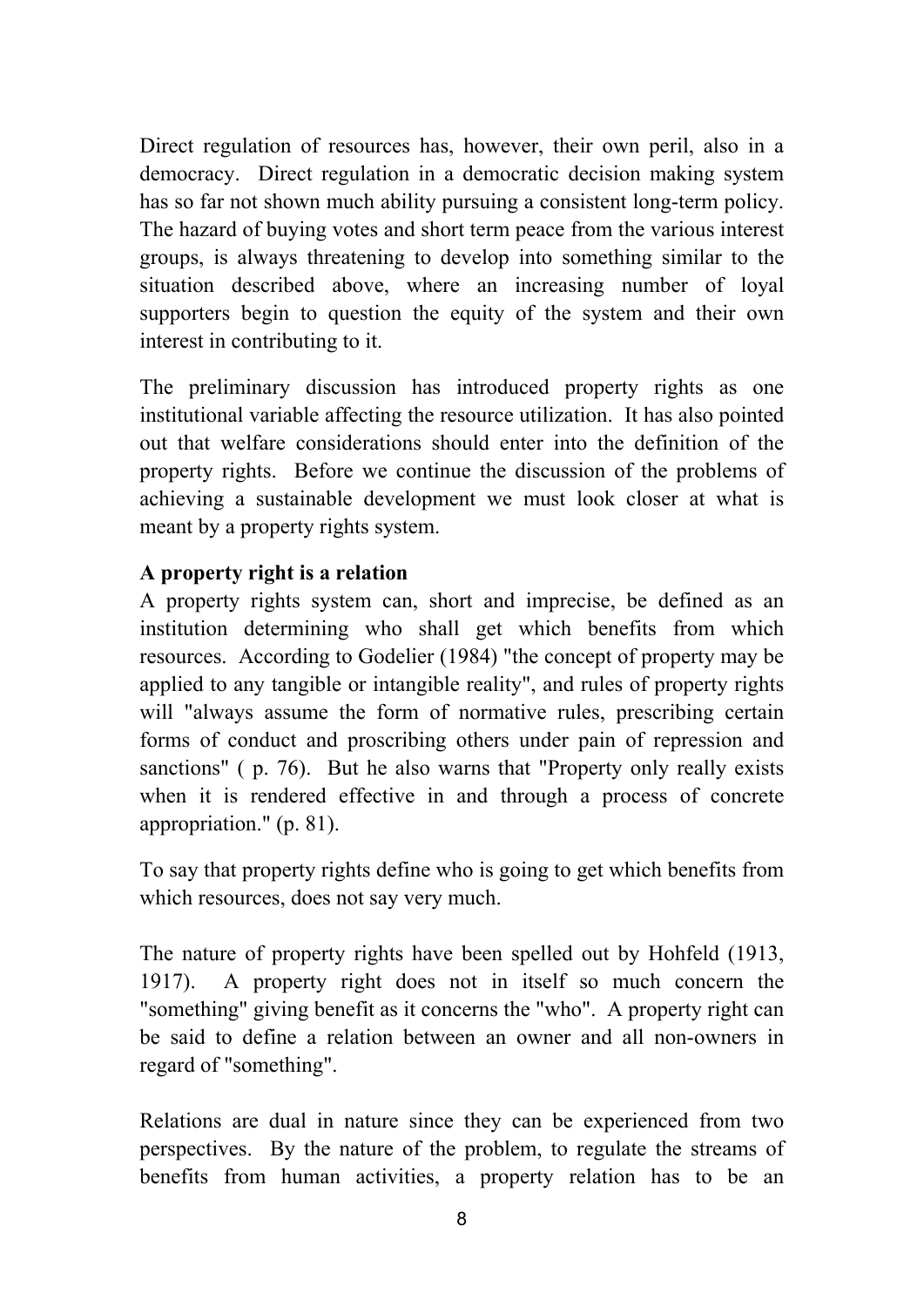Direct regulation of resources has, however, their own peril, also in a democracy. Direct regulation in a democratic decision making system has so far not shown much ability pursuing a consistent long-term policy. The hazard of buying votes and short term peace from the various interest groups, is always threatening to develop into something similar to the situation described above, where an increasing number of loyal supporters begin to question the equity of the system and their own interest in contributing to it.

The preliminary discussion has introduced property rights as one institutional variable affecting the resource utilization. It has also pointed out that welfare considerations should enter into the definition of the property rights. Before we continue the discussion of the problems of achieving a sustainable development we must look closer at what is meant by a property rights system.

**A property right is a relation**

A property rights system can, short and imprecise, be defined as an institution determining who shall get which benefits from which resources. According to Godelier (1984) "the concept of property may be applied to any tangible or intangible reality", and rules of property rights will "always assume the form of normative rules, prescribing certain forms of conduct and proscribing others under pain of repression and sanctions" ( p. 76). But he also warns that "Property only really exists when it is rendered effective in and through a process of concrete appropriation." (p. 81).

To say that property rights define who is going to get which benefits from which resources, does not say very much.

The nature of property rights have been spelled out by Hohfeld (1913, 1917). A property right does not in itself so much concern the "something" giving benefit as it concerns the "who". A property right can be said to define a relation between an owner and all non-owners in regard of "something".

Relations are dual in nature since they can be experienced from two perspectives. By the nature of the problem, to regulate the streams of benefits from human activities, a property relation has to be an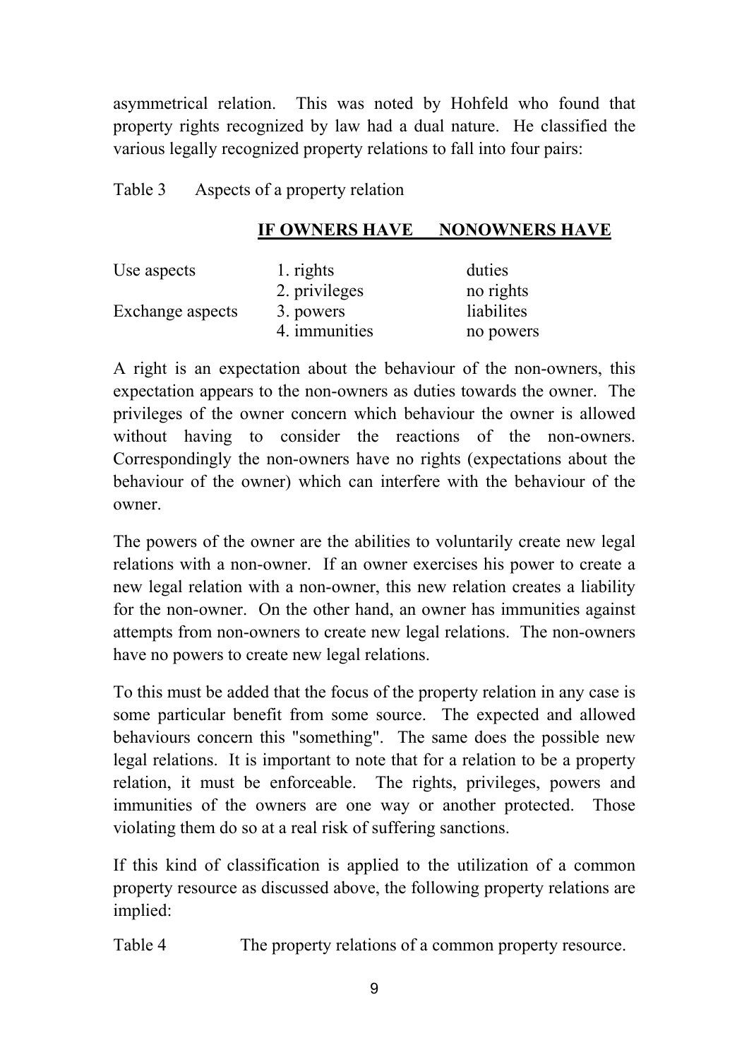asymmetrical relation. This was noted by Hohfeld who found that property rights recognized by law had a dual nature. He classified the various legally recognized property relations to fall into four pairs:

Table 3 Aspects of a property relation

| | **IF OWNERS HAVE** | **NONOWNERS HAVE** |
|---|---|---|
| Use aspects | 1. rights | duties |
| | 2. privileges | no rights |
| Exchange aspects | 3. powers | liabilites |
| | 4. immunities | no powers |

A right is an expectation about the behaviour of the non-owners, this expectation appears to the non-owners as duties towards the owner. The privileges of the owner concern which behaviour the owner is allowed without having to consider the reactions of the non-owners. Correspondingly the non-owners have no rights (expectations about the behaviour of the owner) which can interfere with the behaviour of the owner.

The powers of the owner are the abilities to voluntarily create new legal relations with a non-owner. If an owner exercises his power to create a new legal relation with a non-owner, this new relation creates a liability for the non-owner. On the other hand, an owner has immunities against attempts from non-owners to create new legal relations. The non-owners have no powers to create new legal relations.

To this must be added that the focus of the property relation in any case is some particular benefit from some source. The expected and allowed behaviours concern this "something". The same does the possible new legal relations. It is important to note that for a relation to be a property relation, it must be enforceable. The rights, privileges, powers and immunities of the owners are one way or another protected. Those violating them do so at a real risk of suffering sanctions.

If this kind of classification is applied to the utilization of a common property resource as discussed above, the following property relations are implied:

Table 4 The property relations of a common property resource.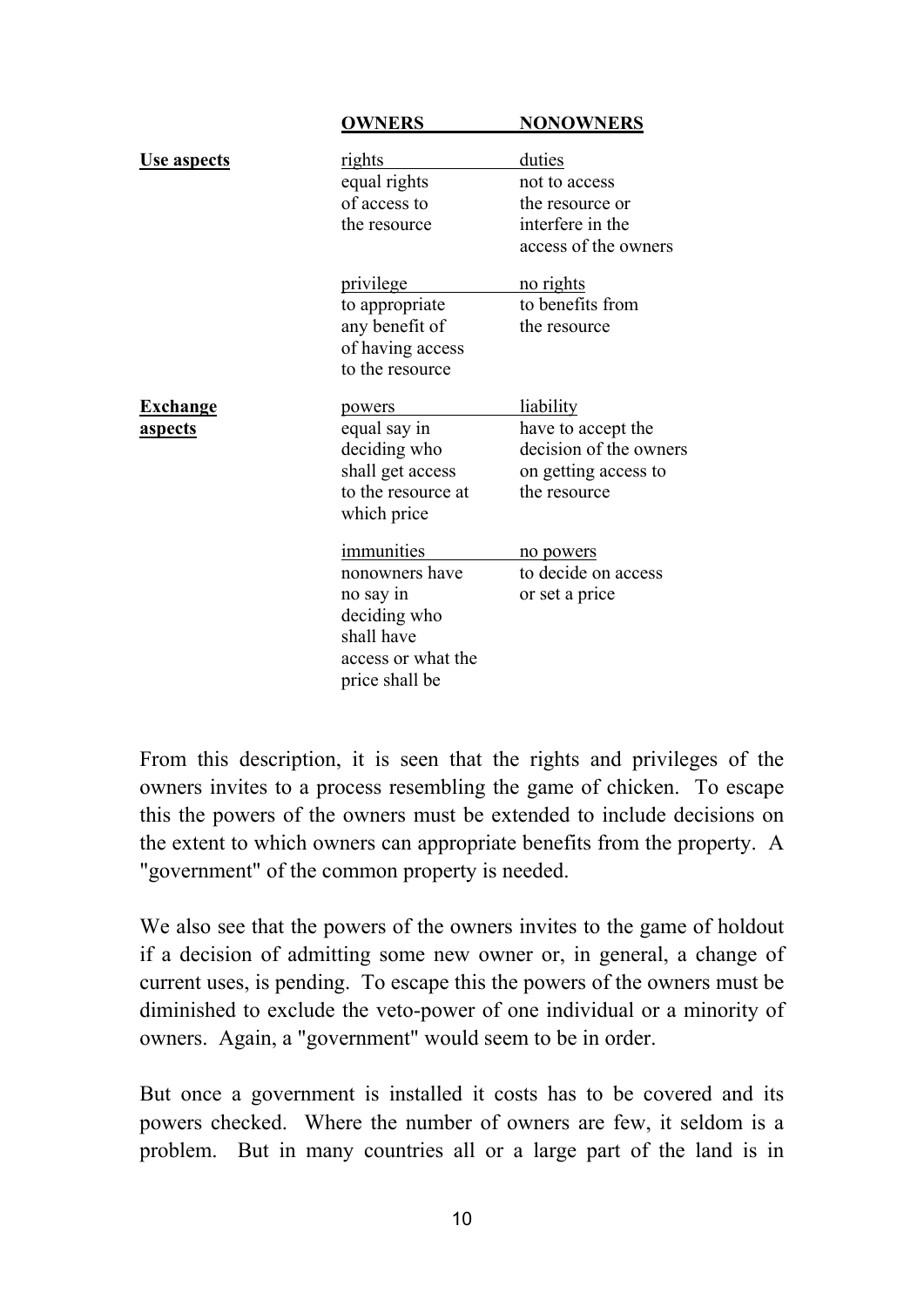| | **OWNERS** | **NONOWNERS** |
|---|---|---|
| **Use aspects** | rights<br>equal rights of access to the resource | duties<br>not to access the resource or interfere in the access of the owners |
| | privilege<br>to appropriate any benefit of of having access to the resource | no rights<br>to benefits from the resource |
| **Exchange aspects** | powers<br>equal say in deciding who shall get access to the resource at which price | liability<br>have to accept the decision of the owners on getting access to the resource |
| | immunities<br>nonowners have no say in deciding who shall have access or what the price shall be | no powers<br>to decide on access or set a price |

From this description, it is seen that the rights and privileges of the owners invites to a process resembling the game of chicken. To escape this the powers of the owners must be extended to include decisions on the extent to which owners can appropriate benefits from the property. A "government" of the common property is needed.

We also see that the powers of the owners invites to the game of holdout if a decision of admitting some new owner or, in general, a change of current uses, is pending. To escape this the powers of the owners must be diminished to exclude the veto-power of one individual or a minority of owners. Again, a "government" would seem to be in order.

But once a government is installed it costs has to be covered and its powers checked. Where the number of owners are few, it seldom is a problem. But in many countries all or a large part of the land is in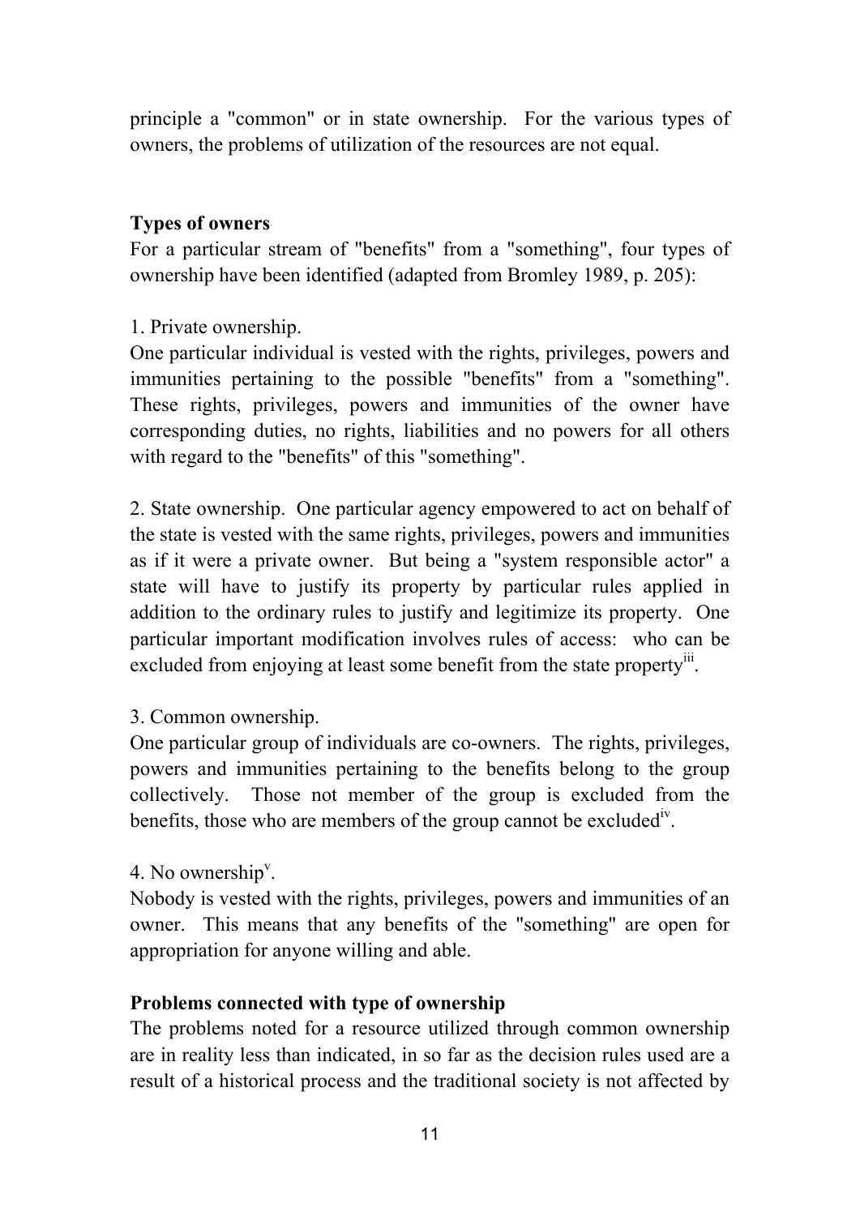principle a "common" or in state ownership. For the various types of owners, the problems of utilization of the resources are not equal.

**Types of owners**

For a particular stream of "benefits" from a "something", four types of ownership have been identified (adapted from Bromley 1989, p. 205):

1. Private ownership.
One particular individual is vested with the rights, privileges, powers and immunities pertaining to the possible "benefits" from a "something". These rights, privileges, powers and immunities of the owner have corresponding duties, no rights, liabilities and no powers for all others with regard to the "benefits" of this "something".

2. State ownership. One particular agency empowered to act on behalf of the state is vested with the same rights, privileges, powers and immunities as if it were a private owner. But being a "system responsible actor" a state will have to justify its property by particular rules applied in addition to the ordinary rules to justify and legitimize its property. One particular important modification involves rules of access: who can be excluded from enjoying at least some benefit from the state property[iii].

3. Common ownership.
One particular group of individuals are co-owners. The rights, privileges, powers and immunities pertaining to the benefits belong to the group collectively. Those not member of the group is excluded from the benefits, those who are members of the group cannot be excluded[iv].

4. No ownership[v].
Nobody is vested with the rights, privileges, powers and immunities of an owner. This means that any benefits of the "something" are open for appropriation for anyone willing and able.

**Problems connected with type of ownership**

The problems noted for a resource utilized through common ownership are in reality less than indicated, in so far as the decision rules used are a result of a historical process and the traditional society is not affected by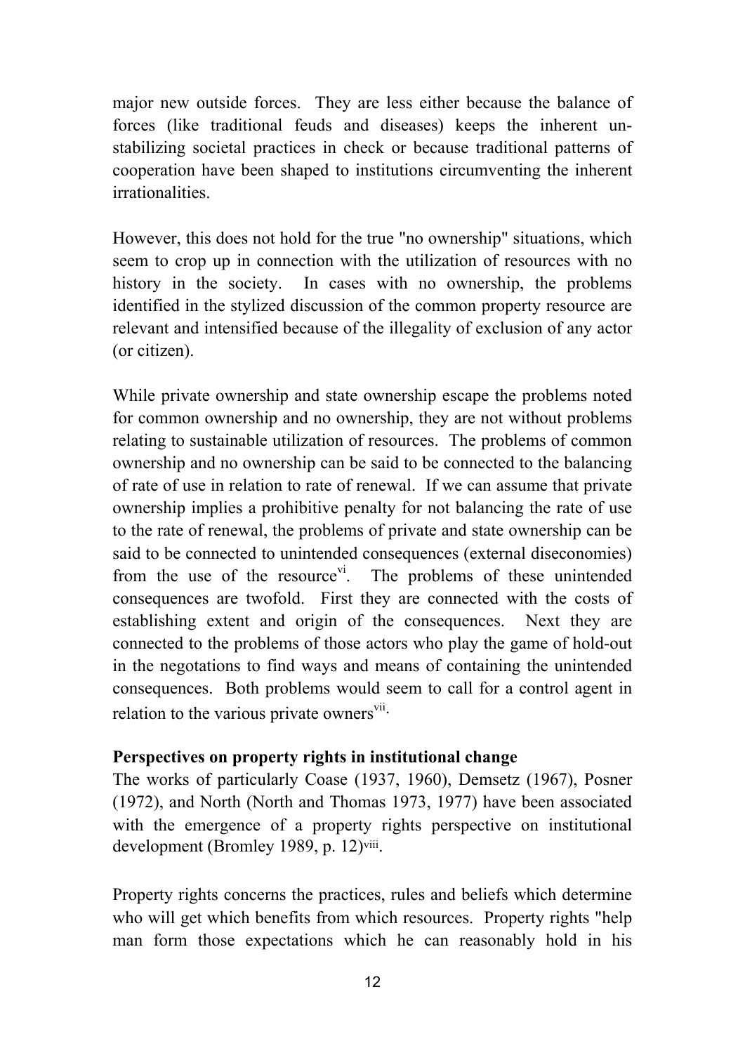major new outside forces. They are less either because the balance of forces (like traditional feuds and diseases) keeps the inherent un-stabilizing societal practices in check or because traditional patterns of cooperation have been shaped to institutions circumventing the inherent irrationalities.

However, this does not hold for the true "no ownership" situations, which seem to crop up in connection with the utilization of resources with no history in the society. In cases with no ownership, the problems identified in the stylized discussion of the common property resource are relevant and intensified because of the illegality of exclusion of any actor (or citizen).

While private ownership and state ownership escape the problems noted for common ownership and no ownership, they are not without problems relating to sustainable utilization of resources. The problems of common ownership and no ownership can be said to be connected to the balancing of rate of use in relation to rate of renewal. If we can assume that private ownership implies a prohibitive penalty for not balancing the rate of use to the rate of renewal, the problems of private and state ownership can be said to be connected to unintended consequences (external diseconomies) from the use of the resource[vi]. The problems of these unintended consequences are twofold. First they are connected with the costs of establishing extent and origin of the consequences. Next they are connected to the problems of those actors who play the game of hold-out in the negotations to find ways and means of containing the unintended consequences. Both problems would seem to call for a control agent in relation to the various private owners[vii].

**Perspectives on property rights in institutional change**

The works of particularly Coase (1937, 1960), Demsetz (1967), Posner (1972), and North (North and Thomas 1973, 1977) have been associated with the emergence of a property rights perspective on institutional development (Bromley 1989, p. 12)[viii].

Property rights concerns the practices, rules and beliefs which determine who will get which benefits from which resources. Property rights "help man form those expectations which he can reasonably hold in his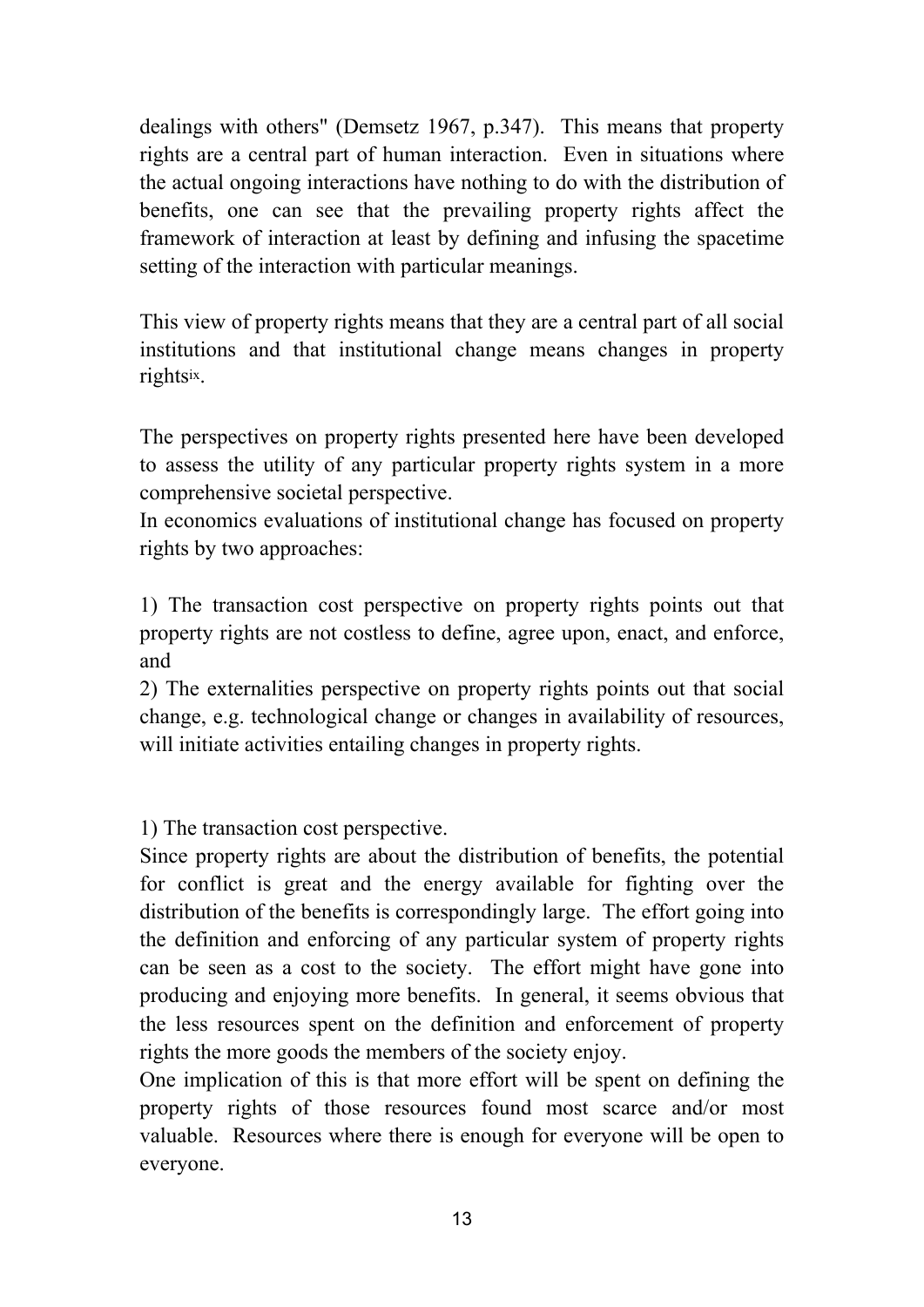dealings with others" (Demsetz 1967, p.347). This means that property rights are a central part of human interaction. Even in situations where the actual ongoing interactions have nothing to do with the distribution of benefits, one can see that the prevailing property rights affect the framework of interaction at least by defining and infusing the spacetime setting of the interaction with particular meanings.

This view of property rights means that they are a central part of all social institutions and that institutional change means changes in property rights[ix].

The perspectives on property rights presented here have been developed to assess the utility of any particular property rights system in a more comprehensive societal perspective.
In economics evaluations of institutional change has focused on property rights by two approaches:

1) The transaction cost perspective on property rights points out that property rights are not costless to define, agree upon, enact, and enforce, and
2) The externalities perspective on property rights points out that social change, e.g. technological change or changes in availability of resources, will initiate activities entailing changes in property rights.

1) The transaction cost perspective.
Since property rights are about the distribution of benefits, the potential for conflict is great and the energy available for fighting over the distribution of the benefits is correspondingly large. The effort going into the definition and enforcing of any particular system of property rights can be seen as a cost to the society. The effort might have gone into producing and enjoying more benefits. In general, it seems obvious that the less resources spent on the definition and enforcement of property rights the more goods the members of the society enjoy.
One implication of this is that more effort will be spent on defining the property rights of those resources found most scarce and/or most valuable. Resources where there is enough for everyone will be open to everyone.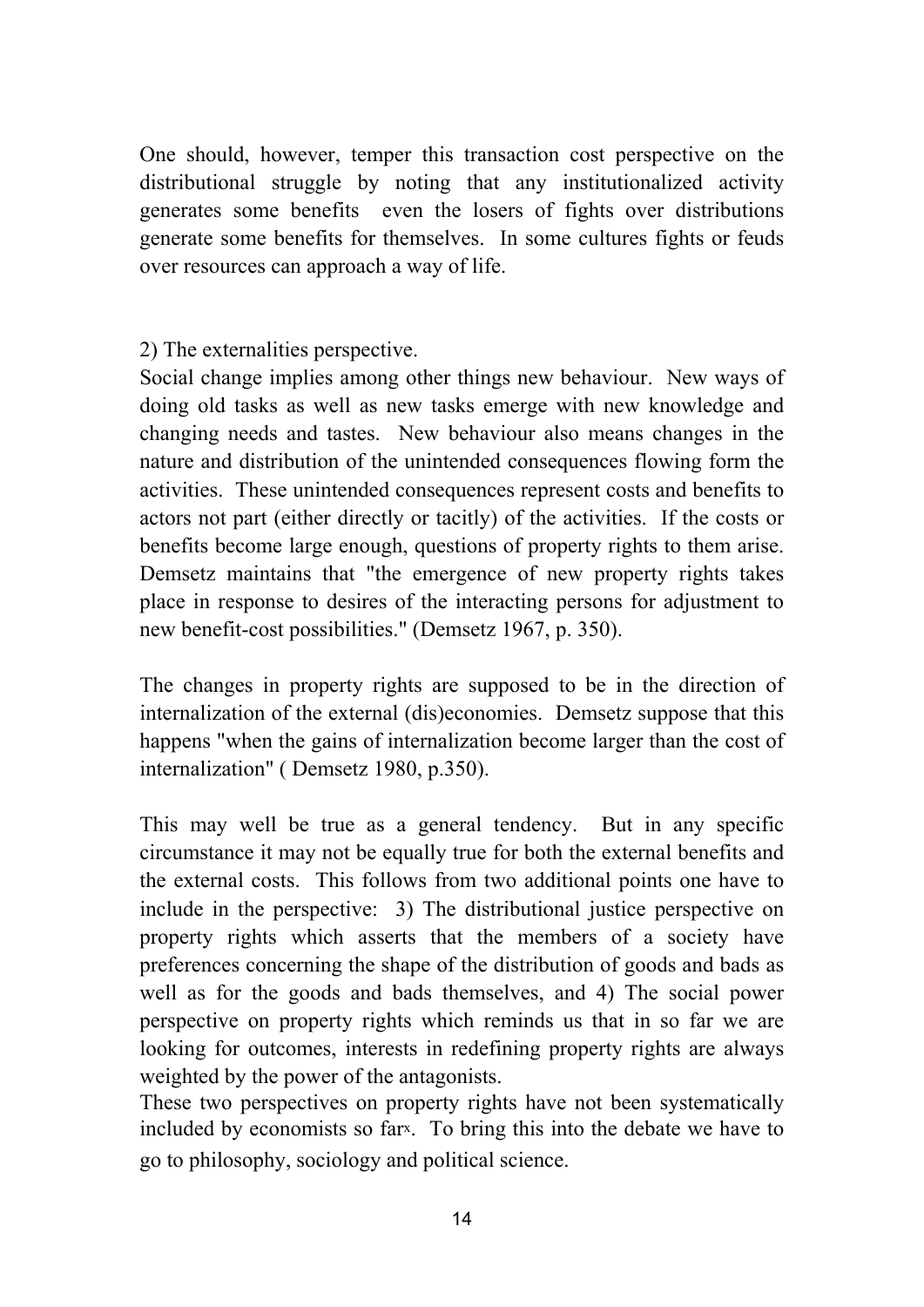One should, however, temper this transaction cost perspective on the distributional struggle by noting that any institutionalized activity generates some benefits even the losers of fights over distributions generate some benefits for themselves. In some cultures fights or feuds over resources can approach a way of life.

2) The externalities perspective.

Social change implies among other things new behaviour. New ways of doing old tasks as well as new tasks emerge with new knowledge and changing needs and tastes. New behaviour also means changes in the nature and distribution of the unintended consequences flowing form the activities. These unintended consequences represent costs and benefits to actors not part (either directly or tacitly) of the activities. If the costs or benefits become large enough, questions of property rights to them arise. Demsetz maintains that "the emergence of new property rights takes place in response to desires of the interacting persons for adjustment to new benefit-cost possibilities." (Demsetz 1967, p. 350).

The changes in property rights are supposed to be in the direction of internalization of the external (dis)economies. Demsetz suppose that this happens "when the gains of internalization become larger than the cost of internalization" ( Demsetz 1980, p.350).

This may well be true as a general tendency. But in any specific circumstance it may not be equally true for both the external benefits and the external costs. This follows from two additional points one have to include in the perspective: 3) The distributional justice perspective on property rights which asserts that the members of a society have preferences concerning the shape of the distribution of goods and bads as well as for the goods and bads themselves, and 4) The social power perspective on property rights which reminds us that in so far we are looking for outcomes, interests in redefining property rights are always weighted by the power of the antagonists.

These two perspectives on property rights have not been systematically included by economists so far[x]. To bring this into the debate we have to go to philosophy, sociology and political science.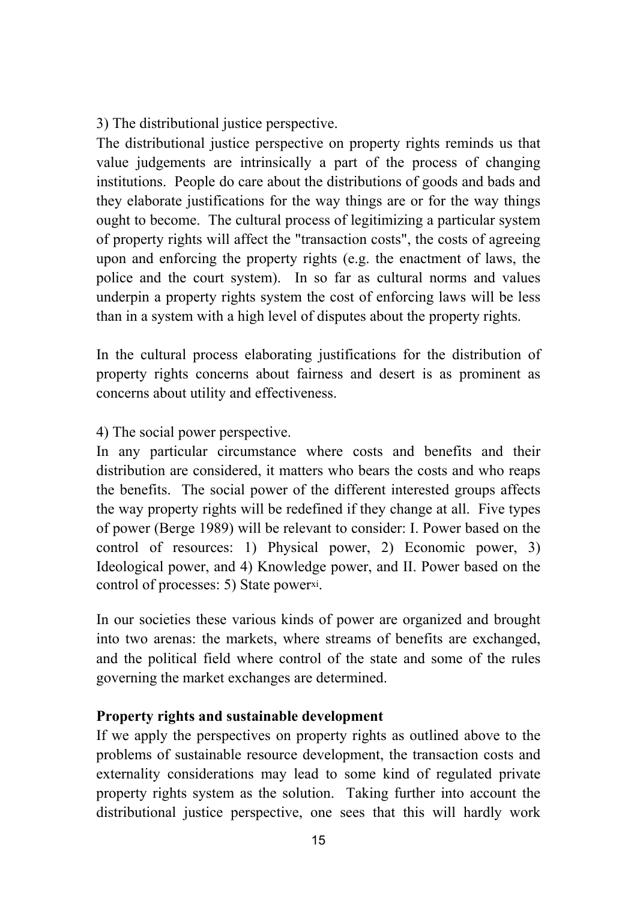3) The distributional justice perspective.

The distributional justice perspective on property rights reminds us that value judgements are intrinsically a part of the process of changing institutions. People do care about the distributions of goods and bads and they elaborate justifications for the way things are or for the way things ought to become. The cultural process of legitimizing a particular system of property rights will affect the "transaction costs", the costs of agreeing upon and enforcing the property rights (e.g. the enactment of laws, the police and the court system). In so far as cultural norms and values underpin a property rights system the cost of enforcing laws will be less than in a system with a high level of disputes about the property rights.

In the cultural process elaborating justifications for the distribution of property rights concerns about fairness and desert is as prominent as concerns about utility and effectiveness.

4) The social power perspective.

In any particular circumstance where costs and benefits and their distribution are considered, it matters who bears the costs and who reaps the benefits. The social power of the different interested groups affects the way property rights will be redefined if they change at all. Five types of power (Berge 1989) will be relevant to consider: I. Power based on the control of resources: 1) Physical power, 2) Economic power, 3) Ideological power, and 4) Knowledge power, and II. Power based on the control of processes: 5) State power[xi].

In our societies these various kinds of power are organized and brought into two arenas: the markets, where streams of benefits are exchanged, and the political field where control of the state and some of the rules governing the market exchanges are determined.

**Property rights and sustainable development**

If we apply the perspectives on property rights as outlined above to the problems of sustainable resource development, the transaction costs and externality considerations may lead to some kind of regulated private property rights system as the solution. Taking further into account the distributional justice perspective, one sees that this will hardly work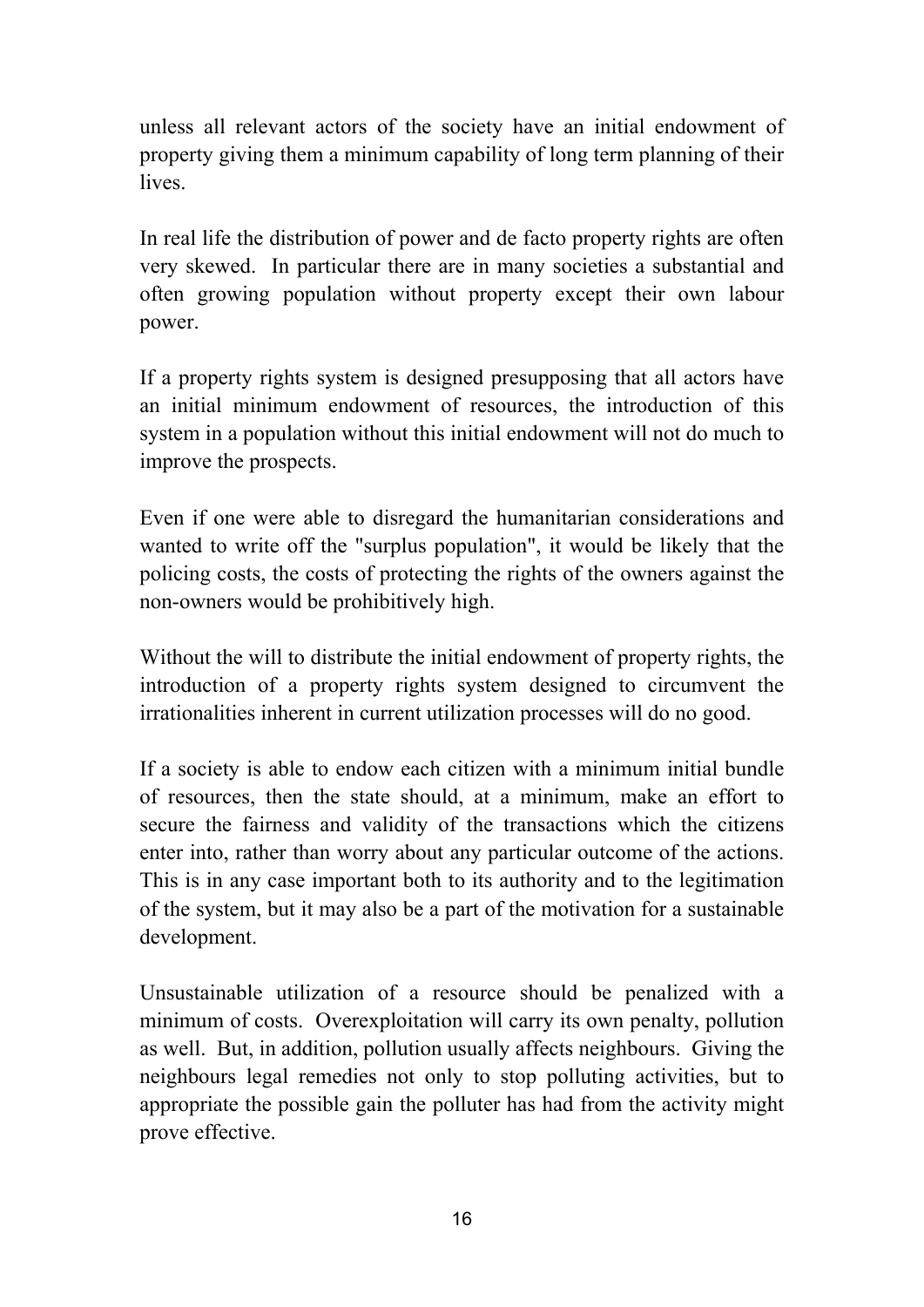unless all relevant actors of the society have an initial endowment of property giving them a minimum capability of long term planning of their lives.

In real life the distribution of power and de facto property rights are often very skewed. In particular there are in many societies a substantial and often growing population without property except their own labour power.

If a property rights system is designed presupposing that all actors have an initial minimum endowment of resources, the introduction of this system in a population without this initial endowment will not do much to improve the prospects.

Even if one were able to disregard the humanitarian considerations and wanted to write off the "surplus population", it would be likely that the policing costs, the costs of protecting the rights of the owners against the non-owners would be prohibitively high.

Without the will to distribute the initial endowment of property rights, the introduction of a property rights system designed to circumvent the irrationalities inherent in current utilization processes will do no good.

If a society is able to endow each citizen with a minimum initial bundle of resources, then the state should, at a minimum, make an effort to secure the fairness and validity of the transactions which the citizens enter into, rather than worry about any particular outcome of the actions. This is in any case important both to its authority and to the legitimation of the system, but it may also be a part of the motivation for a sustainable development.

Unsustainable utilization of a resource should be penalized with a minimum of costs. Overexploitation will carry its own penalty, pollution as well. But, in addition, pollution usually affects neighbours. Giving the neighbours legal remedies not only to stop polluting activities, but to appropriate the possible gain the polluter has had from the activity might prove effective.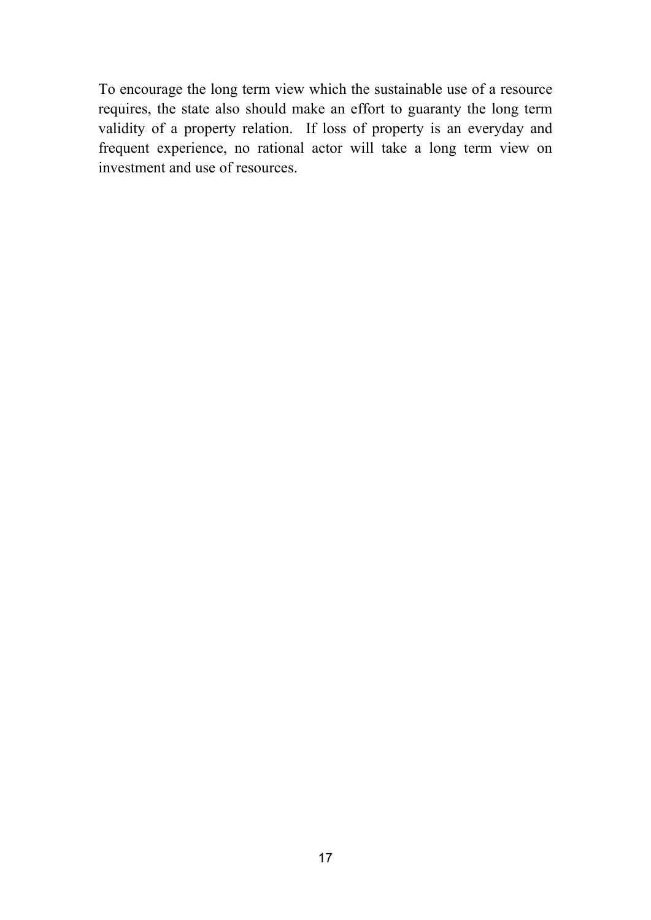To encourage the long term view which the sustainable use of a resource requires, the state also should make an effort to guaranty the long term validity of a property relation. If loss of property is an everyday and frequent experience, no rational actor will take a long term view on investment and use of resources.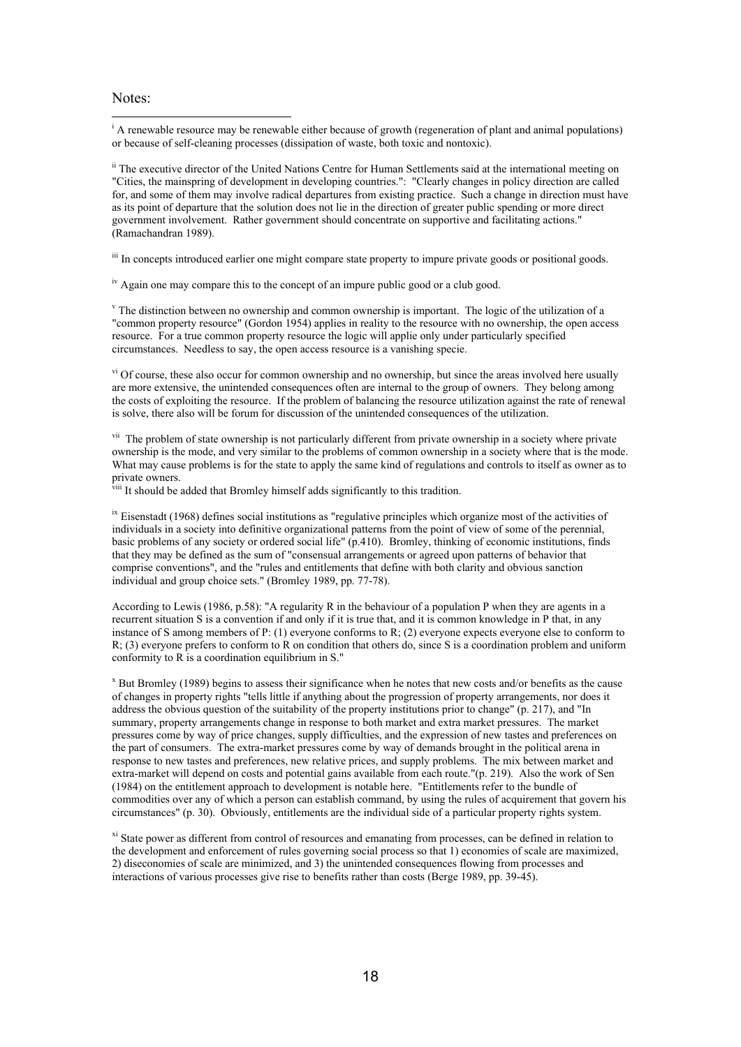Notes:

[i] A renewable resource may be renewable either because of growth (regeneration of plant and animal populations) or because of self-cleaning processes (dissipation of waste, both toxic and nontoxic).

[ii] The executive director of the United Nations Centre for Human Settlements said at the international meeting on "Cities, the mainspring of development in developing countries.": "Clearly changes in policy direction are called for, and some of them may involve radical departures from existing practice. Such a change in direction must have as its point of departure that the solution does not lie in the direction of greater public spending or more direct government involvement. Rather government should concentrate on supportive and facilitating actions." (Ramachandran 1989).

[iii] In concepts introduced earlier one might compare state property to impure private goods or positional goods.

[iv] Again one may compare this to the concept of an impure public good or a club good.

[v] The distinction between no ownership and common ownership is important. The logic of the utilization of a "common property resource" (Gordon 1954) applies in reality to the resource with no ownership, the open access resource. For a true common property resource the logic will applie only under particularly specified circumstances. Needless to say, the open access resource is a vanishing specie.

[vi] Of course, these also occur for common ownership and no ownership, but since the areas involved here usually are more extensive, the unintended consequences often are internal to the group of owners. They belong among the costs of exploiting the resource. If the problem of balancing the resource utilization against the rate of renewal is solve, there also will be forum for discussion of the unintended consequences of the utilization.

[vii] The problem of state ownership is not particularly different from private ownership in a society where private ownership is the mode, and very similar to the problems of common ownership in a society where that is the mode. What may cause problems is for the state to apply the same kind of regulations and controls to itself as owner as to private owners.

[viii] It should be added that Bromley himself adds significantly to this tradition.

[ix] Eisenstadt (1968) defines social institutions as "regulative principles which organize most of the activities of individuals in a society into definitive organizational patterns from the point of view of some of the perennial, basic problems of any society or ordered social life" (p.410). Bromley, thinking of economic institutions, finds that they may be defined as the sum of "consensual arrangements or agreed upon patterns of behavior that comprise conventions", and the "rules and entitlements that define with both clarity and obvious sanction individual and group choice sets." (Bromley 1989, pp. 77-78).

According to Lewis (1986, p.58): "A regularity R in the behaviour of a population P when they are agents in a recurrent situation S is a convention if and only if it is true that, and it is common knowledge in P that, in any instance of S among members of P: (1) everyone conforms to R; (2) everyone expects everyone else to conform to R; (3) everyone prefers to conform to R on condition that others do, since S is a coordination problem and uniform conformity to R is a coordination equilibrium in S."

[x] But Bromley (1989) begins to assess their significance when he notes that new costs and/or benefits as the cause of changes in property rights "tells little if anything about the progression of property arrangements, nor does it address the obvious question of the suitability of the property institutions prior to change" (p. 217), and "In summary, property arrangements change in response to both market and extra market pressures. The market pressures come by way of price changes, supply difficulties, and the expression of new tastes and preferences on the part of consumers. The extra-market pressures come by way of demands brought in the political arena in response to new tastes and preferences, new relative prices, and supply problems. The mix between market and extra-market will depend on costs and potential gains available from each route."(p. 219). Also the work of Sen (1984) on the entitlement approach to development is notable here. "Entitlements refer to the bundle of commodities over any of which a person can establish command, by using the rules of acquirement that govern his circumstances" (p. 30). Obviously, entitlements are the individual side of a particular property rights system.

[xi] State power as different from control of resources and emanating from processes, can be defined in relation to the development and enforcement of rules governing social process so that 1) economies of scale are maximized, 2) diseconomies of scale are minimized, and 3) the unintended consequences flowing from processes and interactions of various processes give rise to benefits rather than costs (Berge 1989, pp. 39-45).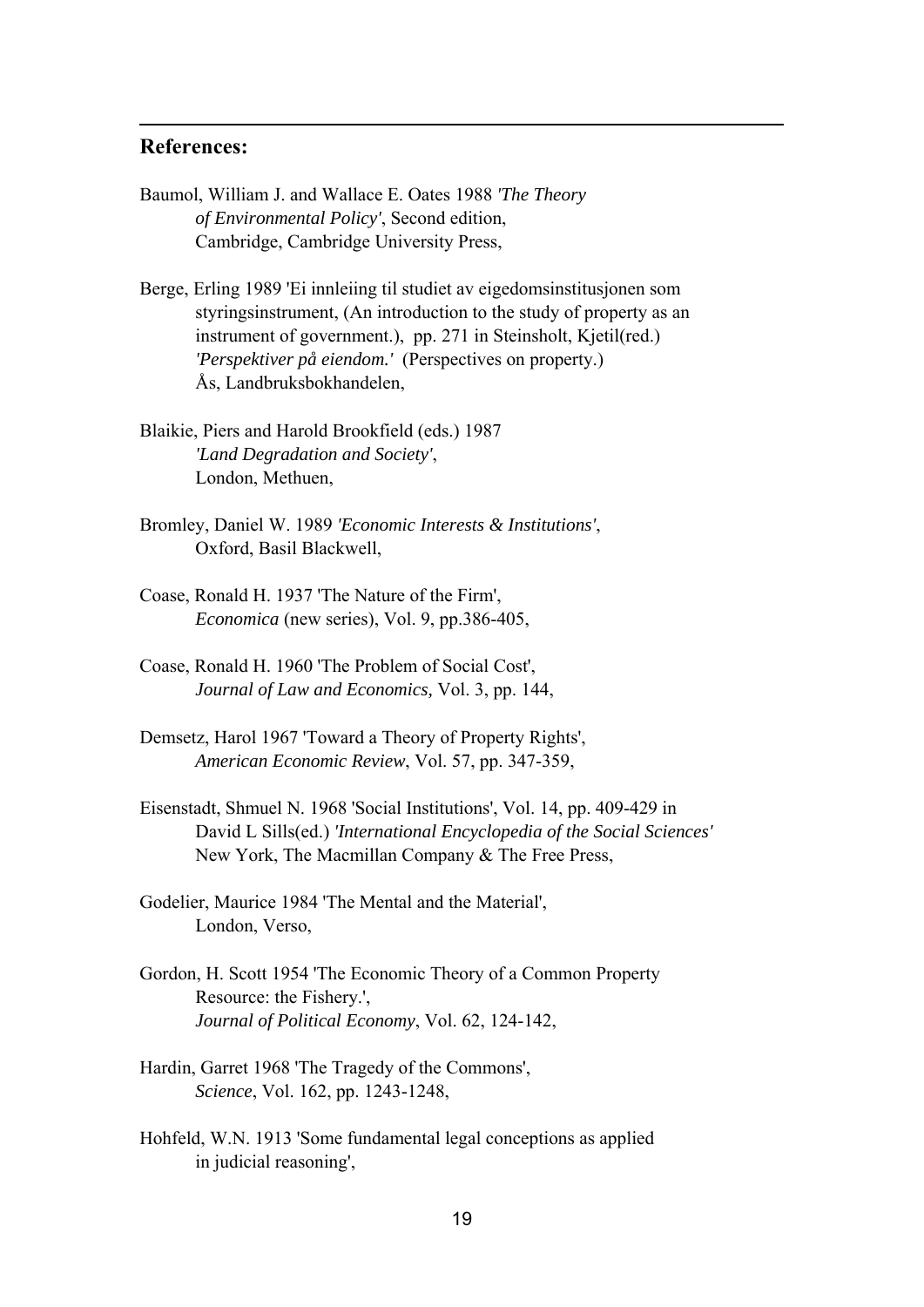## References:

Baumol, William J. and Wallace E. Oates 1988 *'The Theory of Environmental Policy'*, Second edition, Cambridge, Cambridge University Press,

Berge, Erling 1989 'Ei innleiing til studiet av eigedomsinstitusjonen som styringsinstrument, (An introduction to the study of property as an instrument of government.), pp. 271 in Steinsholt, Kjetil(red.) *'Perspektiver på eiendom.'* (Perspectives on property.) Ås, Landbruksbokhandelen,

Blaikie, Piers and Harold Brookfield (eds.) 1987 *'Land Degradation and Society'*, London, Methuen,

Bromley, Daniel W. 1989 *'Economic Interests & Institutions'*, Oxford, Basil Blackwell,

Coase, Ronald H. 1937 'The Nature of the Firm', *Economica* (new series), Vol. 9, pp.386-405,

Coase, Ronald H. 1960 'The Problem of Social Cost', *Journal of Law and Economics,* Vol. 3, pp. 144,

Demsetz, Harol 1967 'Toward a Theory of Property Rights', *American Economic Review*, Vol. 57, pp. 347-359,

Eisenstadt, Shmuel N. 1968 'Social Institutions', Vol. 14, pp. 409-429 in David L Sills(ed.) *'International Encyclopedia of the Social Sciences'* New York, The Macmillan Company & The Free Press,

Godelier, Maurice 1984 'The Mental and the Material', London, Verso,

Gordon, H. Scott 1954 'The Economic Theory of a Common Property Resource: the Fishery.', *Journal of Political Economy*, Vol. 62, 124-142,

Hardin, Garret 1968 'The Tragedy of the Commons', *Science*, Vol. 162, pp. 1243-1248,

Hohfeld, W.N. 1913 'Some fundamental legal conceptions as applied in judicial reasoning',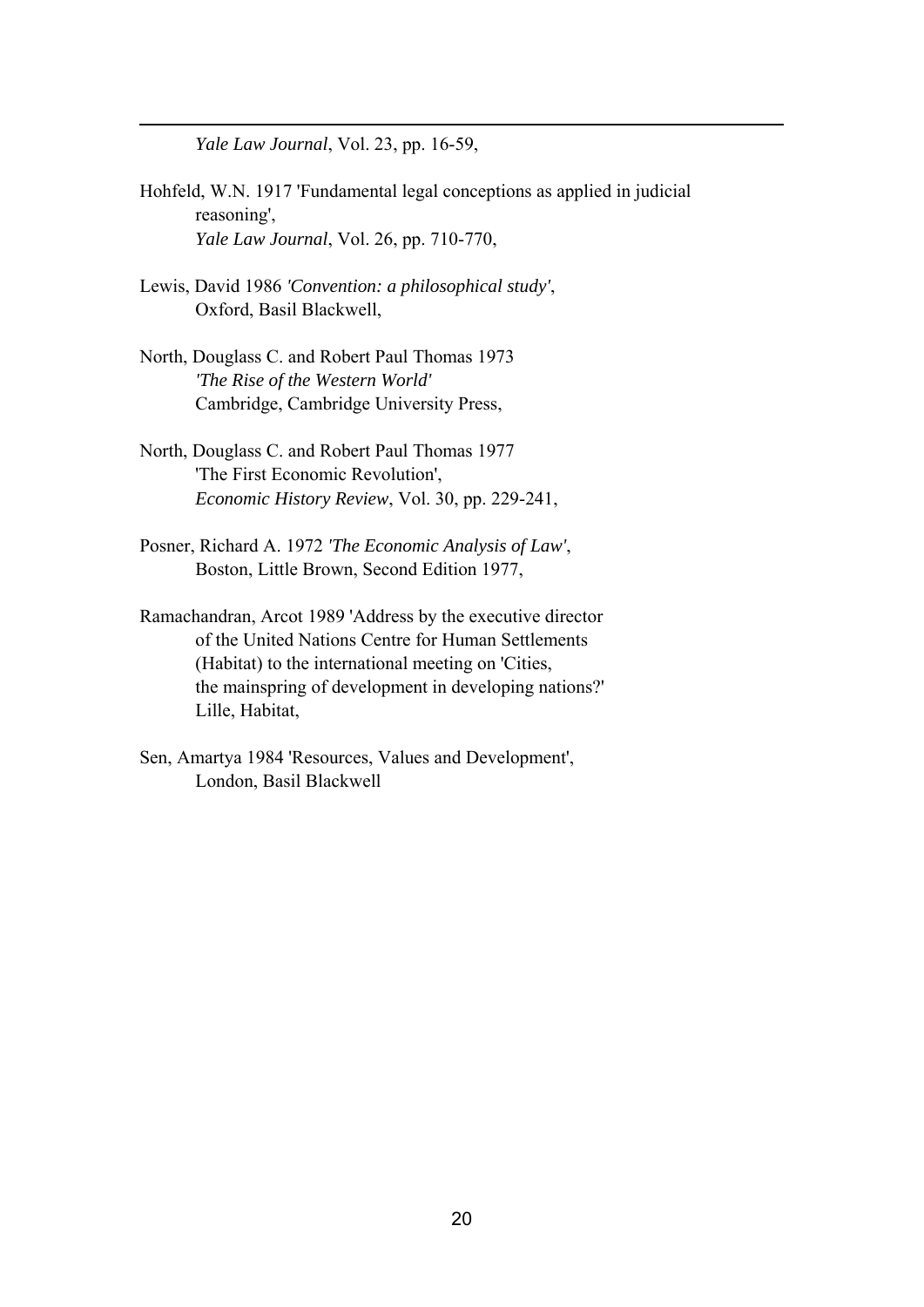*Yale Law Journal*, Vol. 23, pp. 16-59,

Hohfeld, W.N. 1917 'Fundamental legal conceptions as applied in judicial reasoning',
*Yale Law Journal*, Vol. 26, pp. 710-770,

Lewis, David 1986 *'Convention: a philosophical study'*,
Oxford, Basil Blackwell,

North, Douglass C. and Robert Paul Thomas 1973
*'The Rise of the Western World'*
Cambridge, Cambridge University Press,

North, Douglass C. and Robert Paul Thomas 1977
'The First Economic Revolution',
*Economic History Review*, Vol. 30, pp. 229-241,

Posner, Richard A. 1972 *'The Economic Analysis of Law'*,
Boston, Little Brown, Second Edition 1977,

Ramachandran, Arcot 1989 'Address by the executive director of the United Nations Centre for Human Settlements (Habitat) to the international meeting on 'Cities, the mainspring of development in developing nations?'
Lille, Habitat,

Sen, Amartya 1984 'Resources, Values and Development',
London, Basil Blackwell